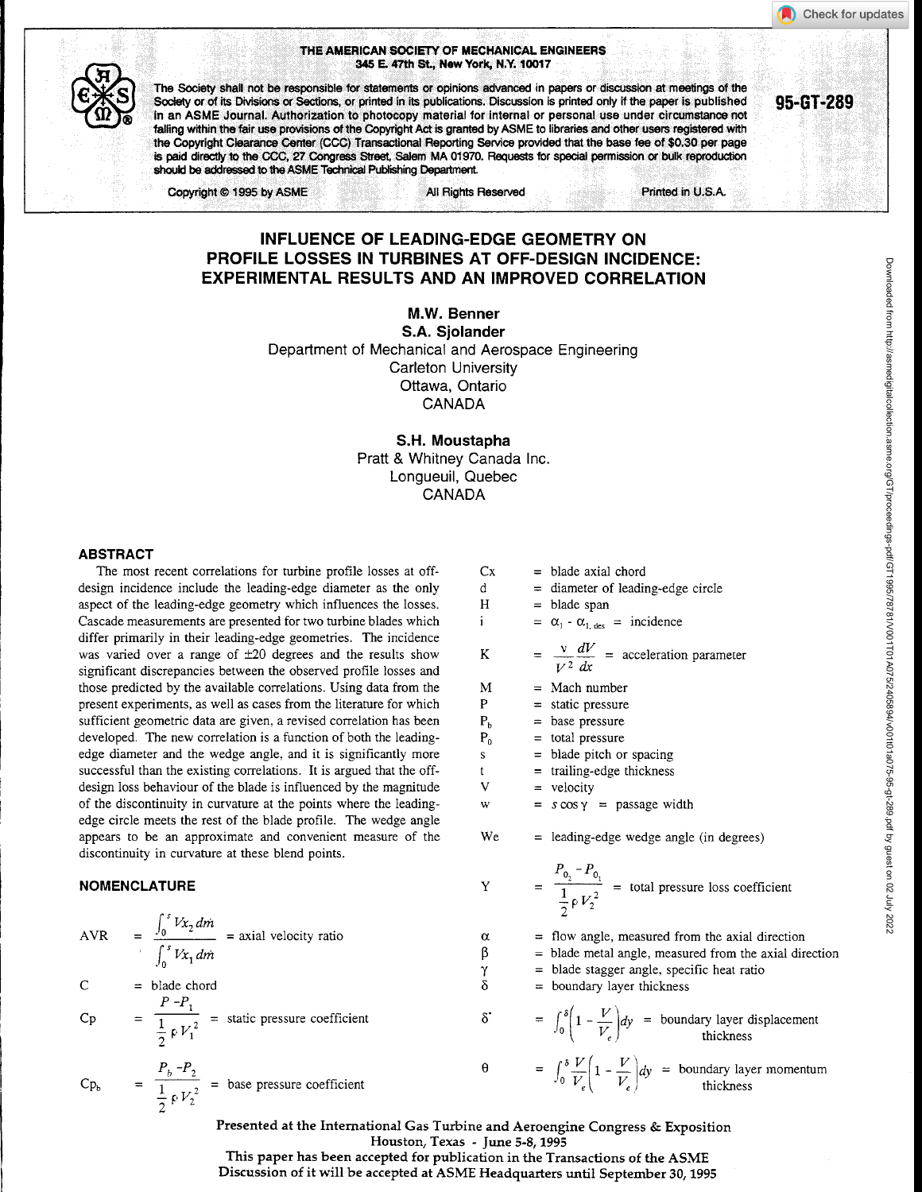THE AMERICAN SOCIETY OF MECHANICAL ENGINEERS
345 E. 47th St., New York, N.Y. 10017

The Society shall not be responsible for statements or opinions advanced in papers or discussion at meetings of the Society or of its Divisions or Sections, or printed in its publications. Discussion is printed only if the paper is published in an ASME Journal. Authorization to photocopy material for internal or personal use under circumstance not falling within the fair use provisions of the Copyright Act is granted by ASME to libraries and other users registered with the Copyright Clearance Center (CCC) Transactional Reporting Service provided that the base fee of $0.30 per page is paid directly to the CCC, 27 Congress Street, Salem MA 01970. Requests for special permission or bulk reproduction should be addressed to the ASME Technical Publishing Department.

**95-GT-289**

Copyright © 1995 by ASME All Rights Reserved Printed in U.S.A.

# INFLUENCE OF LEADING-EDGE GEOMETRY ON PROFILE LOSSES IN TURBINES AT OFF-DESIGN INCIDENCE: EXPERIMENTAL RESULTS AND AN IMPROVED CORRELATION

**M.W. Benner**
**S.A. Sjolander**
Department of Mechanical and Aerospace Engineering
Carleton University
Ottawa, Ontario
CANADA

**S.H. Moustapha**
Pratt & Whitney Canada Inc.
Longueuil, Quebec
CANADA

## ABSTRACT

The most recent correlations for turbine profile losses at off-design incidence include the leading-edge diameter as the only aspect of the leading-edge geometry which influences the losses. Cascade measurements are presented for two turbine blades which differ primarily in their leading-edge geometries. The incidence was varied over a range of ±20 degrees and the results show significant discrepancies between the observed profile losses and those predicted by the available correlations. Using data from the present experiments, as well as cases from the literature for which sufficient geometric data are given, a revised correlation has been developed. The new correlation is a function of both the leading-edge diameter and the wedge angle, and it is significantly more successful than the existing correlations. It is argued that the off-design loss behaviour of the blade is influenced by the magnitude of the discontinuity in curvature at the points where the leading-edge circle meets the rest of the blade profile. The wedge angle appears to be an approximate and convenient measure of the discontinuity in curvature at these blend points.

## NOMENCLATURE

AVR $= \dfrac{\int_0^s Vx_2\, d\dot{m}}{\int_0^s Vx_1\, d\dot{m}}$ = axial velocity ratio

C = blade chord

Cp $= \dfrac{P - P_1}{\frac{1}{2}\rho V_1^2}$ = static pressure coefficient

$Cp_b$ $= \dfrac{P_b - P_2}{\frac{1}{2}\rho V_2^2}$ = base pressure coefficient

Cx = blade axial chord

d = diameter of leading-edge circle

H = blade span

i $= \alpha_1 - \alpha_{1,\,des}$ = incidence

K $= \dfrac{\nu}{V^2}\dfrac{dV}{dx}$ = acceleration parameter

M = Mach number

P = static pressure

$P_b$ = base pressure

$P_0$ = total pressure

s = blade pitch or spacing

t = trailing-edge thickness

V = velocity

w $= s\cos\gamma$ = passage width

We = leading-edge wedge angle (in degrees)

Y $= \dfrac{P_{0_2} - P_{0_1}}{\frac{1}{2}\rho V_2^2}$ = total pressure loss coefficient

$\alpha$ = flow angle, measured from the axial direction

$\beta$ = blade metal angle, measured from the axial direction

$\gamma$ = blade stagger angle, specific heat ratio

$\delta$ = boundary layer thickness

$\delta^*$ $= \int_0^\delta \left(1 - \dfrac{V}{V_e}\right) dy$ = boundary layer displacement thickness

$\theta$ $= \int_0^\delta \dfrac{V}{V_e}\left(1 - \dfrac{V}{V_e}\right) dy$ = boundary layer momentum thickness

Presented at the International Gas Turbine and Aeroengine Congress & Exposition
Houston, Texas - June 5-8, 1995
This paper has been accepted for publication in the Transactions of the ASME
Discussion of it will be accepted at ASME Headquarters until September 30, 1995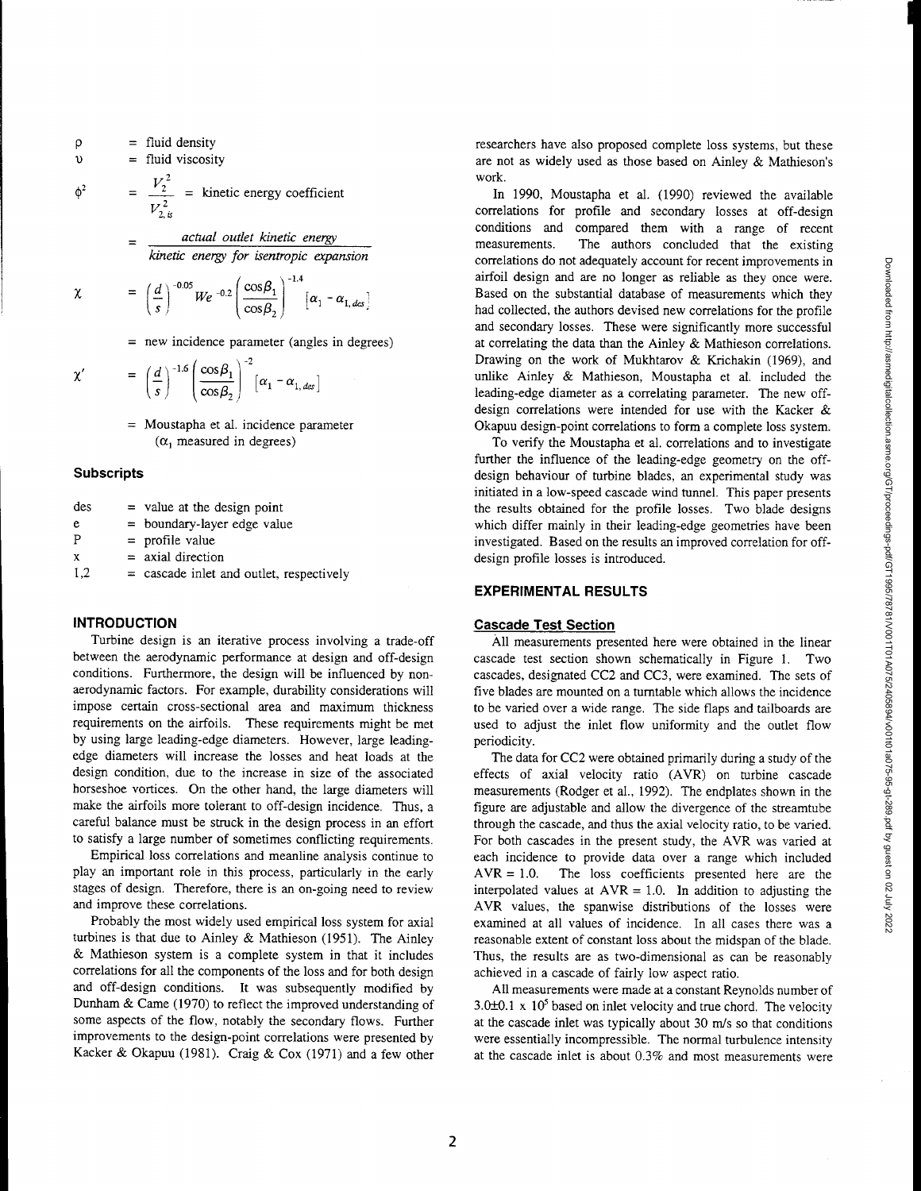$\rho$ = fluid density

$\upsilon$ = fluid viscosity

$\phi^2$ $= \dfrac{V_2^2}{V_{2,is}^2}$ = kinetic energy coefficient

$= \dfrac{\textit{actual outlet kinetic energy}}{\textit{kinetic energy for isentropic expansion}}$

$\chi$ $= \left(\dfrac{d}{s}\right)^{-0.05} We^{-0.2} \left(\dfrac{\cos\beta_1}{\cos\beta_2}\right)^{-1.4} \left[\alpha_1 - \alpha_{1,des}\right]$

= new incidence parameter (angles in degrees)

$\chi'$ $= \left(\dfrac{d}{s}\right)^{-1.6} \left(\dfrac{\cos\beta_1}{\cos\beta_2}\right)^{-2} \left[\alpha_1 - \alpha_{1,des}\right]$

= Moustapha et al. incidence parameter ($\alpha_1$ measured in degrees)

### Subscripts

des = value at the design point

e = boundary-layer edge value

P = profile value

x = axial direction

1,2 = cascade inlet and outlet, respectively

## INTRODUCTION

Turbine design is an iterative process involving a trade-off between the aerodynamic performance at design and off-design conditions. Furthermore, the design will be influenced by non-aerodynamic factors. For example, durability considerations will impose certain cross-sectional area and maximum thickness requirements on the airfoils. These requirements might be met by using large leading-edge diameters. However, large leading-edge diameters will increase the losses and heat loads at the design condition, due to the increase in size of the associated horseshoe vortices. On the other hand, the large diameters will make the airfoils more tolerant to off-design incidence. Thus, a careful balance must be struck in the design process in an effort to satisfy a large number of sometimes conflicting requirements.

Empirical loss correlations and meanline analysis continue to play an important role in this process, particularly in the early stages of design. Therefore, there is an on-going need to review and improve these correlations.

Probably the most widely used empirical loss system for axial turbines is that due to Ainley & Mathieson (1951). The Ainley & Mathieson system is a complete system in that it includes correlations for all the components of the loss and for both design and off-design conditions. It was subsequently modified by Dunham & Came (1970) to reflect the improved understanding of some aspects of the flow, notably the secondary flows. Further improvements to the design-point correlations were presented by Kacker & Okapuu (1981). Craig & Cox (1971) and a few other researchers have also proposed complete loss systems, but these are not as widely used as those based on Ainley & Mathieson's work.

In 1990, Moustapha et al. (1990) reviewed the available correlations for profile and secondary losses at off-design conditions and compared them with a range of recent measurements. The authors concluded that the existing correlations do not adequately account for recent improvements in airfoil design and are no longer as reliable as they once were. Based on the substantial database of measurements which they had collected, the authors devised new correlations for the profile and secondary losses. These were significantly more successful at correlating the data than the Ainley & Mathieson correlations. Drawing on the work of Mukhtarov & Krichakin (1969), and unlike Ainley & Mathieson, Moustapha et al. included the leading-edge diameter as a correlating parameter. The new off-design correlations were intended for use with the Kacker & Okapuu design-point correlations to form a complete loss system.

To verify the Moustapha et al. correlations and to investigate further the influence of the leading-edge geometry on the off-design behaviour of turbine blades, an experimental study was initiated in a low-speed cascade wind tunnel. This paper presents the results obtained for the profile losses. Two blade designs which differ mainly in their leading-edge geometries have been investigated. Based on the results an improved correlation for off-design profile losses is introduced.

## EXPERIMENTAL RESULTS

### Cascade Test Section

All measurements presented here were obtained in the linear cascade test section shown schematically in Figure 1. Two cascades, designated CC2 and CC3, were examined. The sets of five blades are mounted on a turntable which allows the incidence to be varied over a wide range. The side flaps and tailboards are used to adjust the inlet flow uniformity and the outlet flow periodicity.

The data for CC2 were obtained primarily during a study of the effects of axial velocity ratio (AVR) on turbine cascade measurements (Rodger et al., 1992). The endplates shown in the figure are adjustable and allow the divergence of the streamtube through the cascade, and thus the axial velocity ratio, to be varied. For both cascades in the present study, the AVR was varied at each incidence to provide data over a range which included AVR = 1.0. The loss coefficients presented here are the interpolated values at AVR = 1.0. In addition to adjusting the AVR values, the spanwise distributions of the losses were examined at all values of incidence. In all cases there was a reasonable extent of constant loss about the midspan of the blade. Thus, the results are as two-dimensional as can be reasonably achieved in a cascade of fairly low aspect ratio.

All measurements were made at a constant Reynolds number of $3.0\pm0.1 \times 10^5$ based on inlet velocity and true chord. The velocity at the cascade inlet was typically about 30 m/s so that conditions were essentially incompressible. The normal turbulence intensity at the cascade inlet is about 0.3% and most measurements were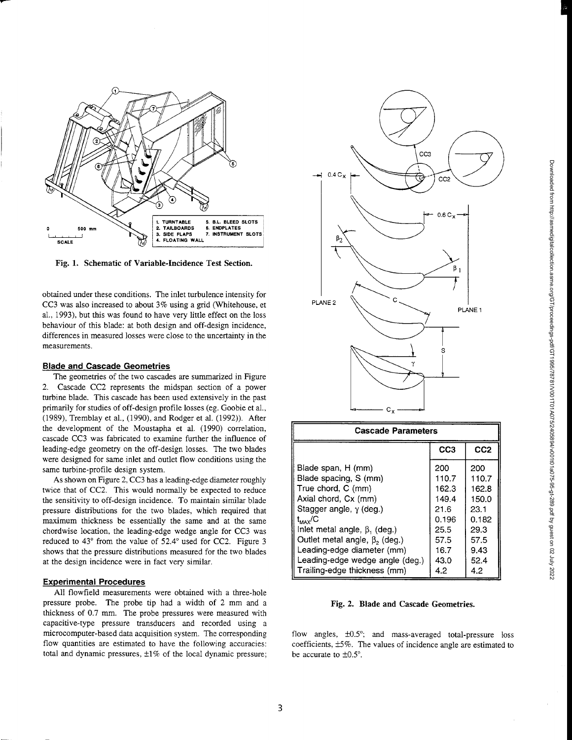Fig. 1. Schematic of Variable-Incidence Test Section.

obtained under these conditions. The inlet turbulence intensity for CC3 was also increased to about 3% using a grid (Whitehouse, et al., 1993), but this was found to have very little effect on the loss behaviour of this blade: at both design and off-design incidence, differences in measured losses were close to the uncertainty in the measurements.

## Blade and Cascade Geometries

The geometries of the two cascades are summarized in Figure 2. Cascade CC2 represents the midspan section of a power turbine blade. This cascade has been used extensively in the past primarily for studies of off-design profile losses (eg. Goobie et al., (1989), Tremblay et al., (1990), and Rodger et al. (1992)). After the development of the Moustapha et al. (1990) correlation, cascade CC3 was fabricated to examine further the influence of leading-edge geometry on the off-design losses. The two blades were designed for same inlet and outlet flow conditions using the same turbine-profile design system.

As shown on Figure 2, CC3 has a leading-edge diameter roughly twice that of CC2. This would normally be expected to reduce the sensitivity to off-design incidence. To maintain similar blade pressure distributions for the two blades, which required that maximum thickness be essentially the same and at the same chordwise location, the leading-edge wedge angle for CC3 was reduced to 43° from the value of 52.4° used for CC2. Figure 3 shows that the pressure distributions measured for the two blades at the design incidence were in fact very similar.

## Experimental Procedures

All flowfield measurements were obtained with a three-hole pressure probe. The probe tip had a width of 2 mm and a thickness of 0.7 mm. The probe pressures were measured with capacitive-type pressure transducers and recorded using a microcomputer-based data acquisition system. The corresponding flow quantities are estimated to have the following accuracies: total and dynamic pressures, ±1% of the local dynamic pressure; flow angles, ±0.5°; and mass-averaged total-pressure loss coefficients, ±5%. The values of incidence angle are estimated to be accurate to ±0.5°.

| Cascade Parameters | CC3 | CC2 |
|---|---|---|
| Blade span, H (mm) | 200 | 200 |
| Blade spacing, S (mm) | 110.7 | 110.7 |
| True chord, C (mm) | 162.3 | 162.8 |
| Axial chord, Cx (mm) | 149.4 | 150.0 |
| Stagger angle, $\gamma$ (deg.) | 21.6 | 23.1 |
| $t_{MAX}/C$ | 0.196 | 0.182 |
| Inlet metal angle, $\beta_1$ (deg.) | 25.5 | 29.3 |
| Outlet metal angle, $\beta_2$ (deg.) | 57.5 | 57.5 |
| Leading-edge diameter (mm) | 16.7 | 9.43 |
| Leading-edge wedge angle (deg.) | 43.0 | 52.4 |
| Trailing-edge thickness (mm) | 4.2 | 4.2 |

Fig. 2. Blade and Cascade Geometries.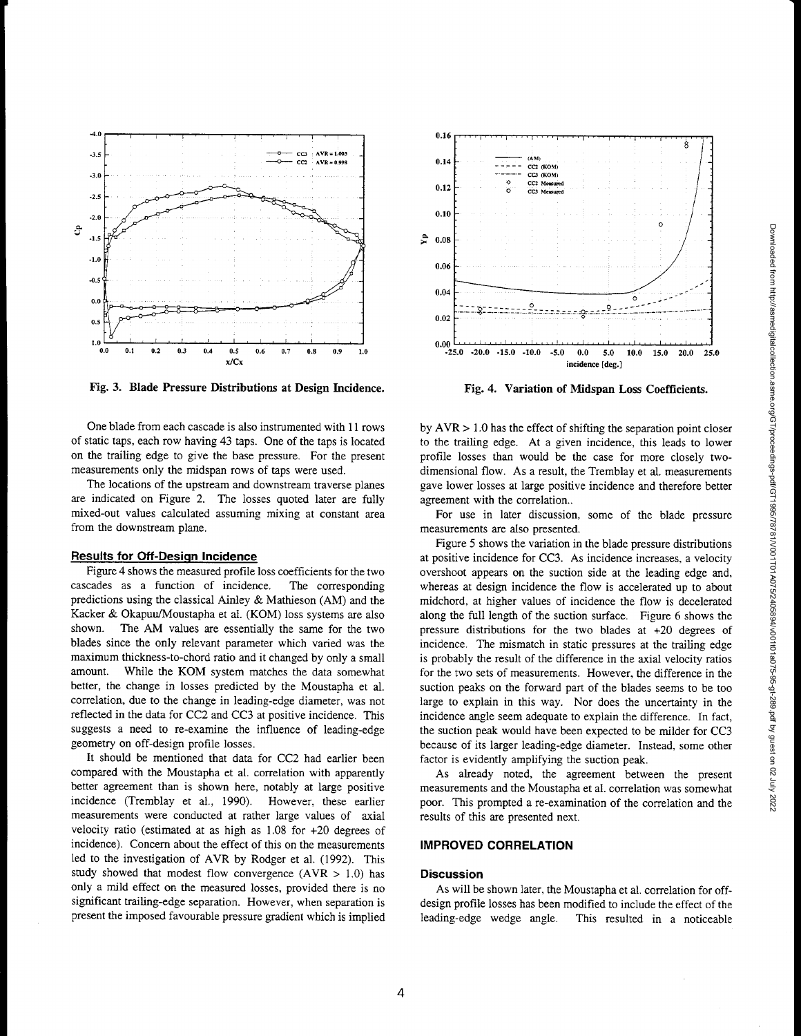Fig. 3. Blade Pressure Distributions at Design Incidence.

Fig. 4. Variation of Midspan Loss Coefficients.

One blade from each cascade is also instrumented with 11 rows of static taps, each row having 43 taps. One of the taps is located on the trailing edge to give the base pressure. For the present measurements only the midspan rows of taps were used.

The locations of the upstream and downstream traverse planes are indicated on Figure 2. The losses quoted later are fully mixed-out values calculated assuming mixing at constant area from the downstream plane.

## Results for Off-Design Incidence

Figure 4 shows the measured profile loss coefficients for the two cascades as a function of incidence. The corresponding predictions using the classical Ainley & Mathieson (AM) and the Kacker & Okapuu/Moustapha et al. (KOM) loss systems are also shown. The AM values are essentially the same for the two blades since the only relevant parameter which varied was the maximum thickness-to-chord ratio and it changed by only a small amount. While the KOM system matches the data somewhat better, the change in losses predicted by the Moustapha et al. correlation, due to the change in leading-edge diameter, was not reflected in the data for CC2 and CC3 at positive incidence. This suggests a need to re-examine the influence of leading-edge geometry on off-design profile losses.

It should be mentioned that data for CC2 had earlier been compared with the Moustapha et al. correlation with apparently better agreement than is shown here, notably at large positive incidence (Tremblay et al., 1990). However, these earlier measurements were conducted at rather large values of axial velocity ratio (estimated at as high as 1.08 for +20 degrees of incidence). Concern about the effect of this on the measurements led to the investigation of AVR by Rodger et al. (1992). This study showed that modest flow convergence (AVR > 1.0) has only a mild effect on the measured losses, provided there is no significant trailing-edge separation. However, when separation is present the imposed favourable pressure gradient which is implied by AVR > 1.0 has the effect of shifting the separation point closer to the trailing edge. At a given incidence, this leads to lower profile losses than would be the case for more closely two-dimensional flow. As a result, the Tremblay et al. measurements gave lower losses at large positive incidence and therefore better agreement with the correlation..

For use in later discussion, some of the blade pressure measurements are also presented.

Figure 5 shows the variation in the blade pressure distributions at positive incidence for CC3. As incidence increases, a velocity overshoot appears on the suction side at the leading edge and, whereas at design incidence the flow is accelerated up to about midchord, at higher values of incidence the flow is decelerated along the full length of the suction surface. Figure 6 shows the pressure distributions for the two blades at +20 degrees of incidence. The mismatch in static pressures at the trailing edge is probably the result of the difference in the axial velocity ratios for the two sets of measurements. However, the difference in the suction peaks on the forward part of the blades seems to be too large to explain in this way. Nor does the uncertainty in the incidence angle seem adequate to explain the difference. In fact, the suction peak would have been expected to be milder for CC3 because of its larger leading-edge diameter. Instead, some other factor is evidently amplifying the suction peak.

As already noted, the agreement between the present measurements and the Moustapha et al. correlation was somewhat poor. This prompted a re-examination of the correlation and the results of this are presented next.

## IMPROVED CORRELATION

### Discussion

As will be shown later, the Moustapha et al. correlation for off-design profile losses has been modified to include the effect of the leading-edge wedge angle. This resulted in a noticeable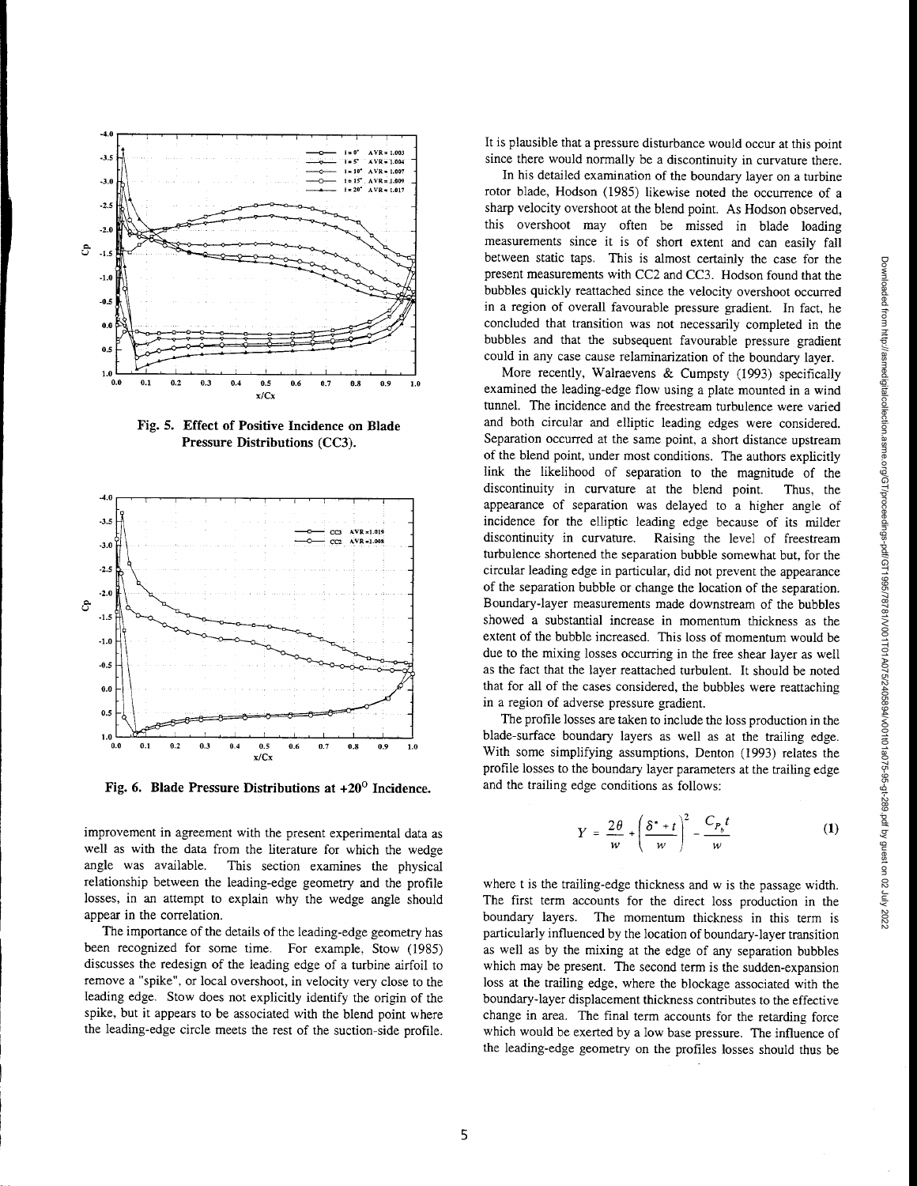-4.0
-3.5
-3.0
-2.5
-2.0
-1.5
-1.0
-0.5
0.0
0.5
1.0
Cp
0.0 0.1 0.2 0.3 0.4 0.5 0.6 0.7 0.8 0.9 1.0
x/Cx
i = 0° AVR = 1.003
i = 5° AVR = 1.004
i = 10° AVR = 1.007
i = 15° AVR = 1.009
i = 20° AVR = 1.017

**Fig. 5. Effect of Positive Incidence on Blade Pressure Distributions (CC3).**

-4.0
-3.5
-3.0
-2.5
-2.0
-1.5
-1.0
-0.5
0.0
0.5
1.0
Cp
0.0 0.1 0.2 0.3 0.4 0.5 0.6 0.7 0.8 0.9 1.0
x/Cx
CC3 AVR = 1.019
CC2 AVR = 1.008

**Fig. 6. Blade Pressure Distributions at +20° Incidence.**

improvement in agreement with the present experimental data as well as with the data from the literature for which the wedge angle was available. This section examines the physical relationship between the leading-edge geometry and the profile losses, in an attempt to explain why the wedge angle should appear in the correlation.

The importance of the details of the leading-edge geometry has been recognized for some time. For example, Stow (1985) discusses the redesign of the leading edge of a turbine airfoil to remove a "spike", or local overshoot, in velocity very close to the leading edge. Stow does not explicitly identify the origin of the spike, but it appears to be associated with the blend point where the leading-edge circle meets the rest of the suction-side profile. It is plausible that a pressure disturbance would occur at this point since there would normally be a discontinuity in curvature there.

In his detailed examination of the boundary layer on a turbine rotor blade, Hodson (1985) likewise noted the occurrence of a sharp velocity overshoot at the blend point. As Hodson observed, this overshoot may often be missed in blade loading measurements since it is of short extent and can easily fall between static taps. This is almost certainly the case for the present measurements with CC2 and CC3. Hodson found that the bubbles quickly reattached since the velocity overshoot occurred in a region of overall favourable pressure gradient. In fact, he concluded that transition was not necessarily completed in the bubbles and that the subsequent favourable pressure gradient could in any case cause relaminarization of the boundary layer.

More recently, Walraevens & Cumpsty (1993) specifically examined the leading-edge flow using a plate mounted in a wind tunnel. The incidence and the freestream turbulence were varied and both circular and elliptic leading edges were considered. Separation occurred at the same point, a short distance upstream of the blend point, under most conditions. The authors explicitly link the likelihood of separation to the magnitude of the discontinuity in curvature at the blend point. Thus, the appearance of separation was delayed to a higher angle of incidence for the elliptic leading edge because of its milder discontinuity in curvature. Raising the level of freestream turbulence shortened the separation bubble somewhat but, for the circular leading edge in particular, did not prevent the appearance of the separation bubble or change the location of the separation. Boundary-layer measurements made downstream of the bubbles showed a substantial increase in momentum thickness as the extent of the bubble increased. This loss of momentum would be due to the mixing losses occurring in the free shear layer as well as the fact that the layer reattached turbulent. It should be noted that for all of the cases considered, the bubbles were reattaching in a region of adverse pressure gradient.

The profile losses are taken to include the loss production in the blade-surface boundary layers as well as at the trailing edge. With some simplifying assumptions, Denton (1993) relates the profile losses to the boundary layer parameters at the trailing edge and the trailing edge conditions as follows:

$$Y = \frac{2\theta}{w} + \left(\frac{\delta^* + t}{w}\right)^2 - \frac{C_{P_b} t}{w} \quad (1)$$

where t is the trailing-edge thickness and w is the passage width. The first term accounts for the direct loss production in the boundary layers. The momentum thickness in this term is particularly influenced by the location of boundary-layer transition as well as by the mixing at the edge of any separation bubbles which may be present. The second term is the sudden-expansion loss at the trailing edge, where the blockage associated with the boundary-layer displacement thickness contributes to the effective change in area. The final term accounts for the retarding force which would be exerted by a low base pressure. The influence of the leading-edge geometry on the profiles losses should thus be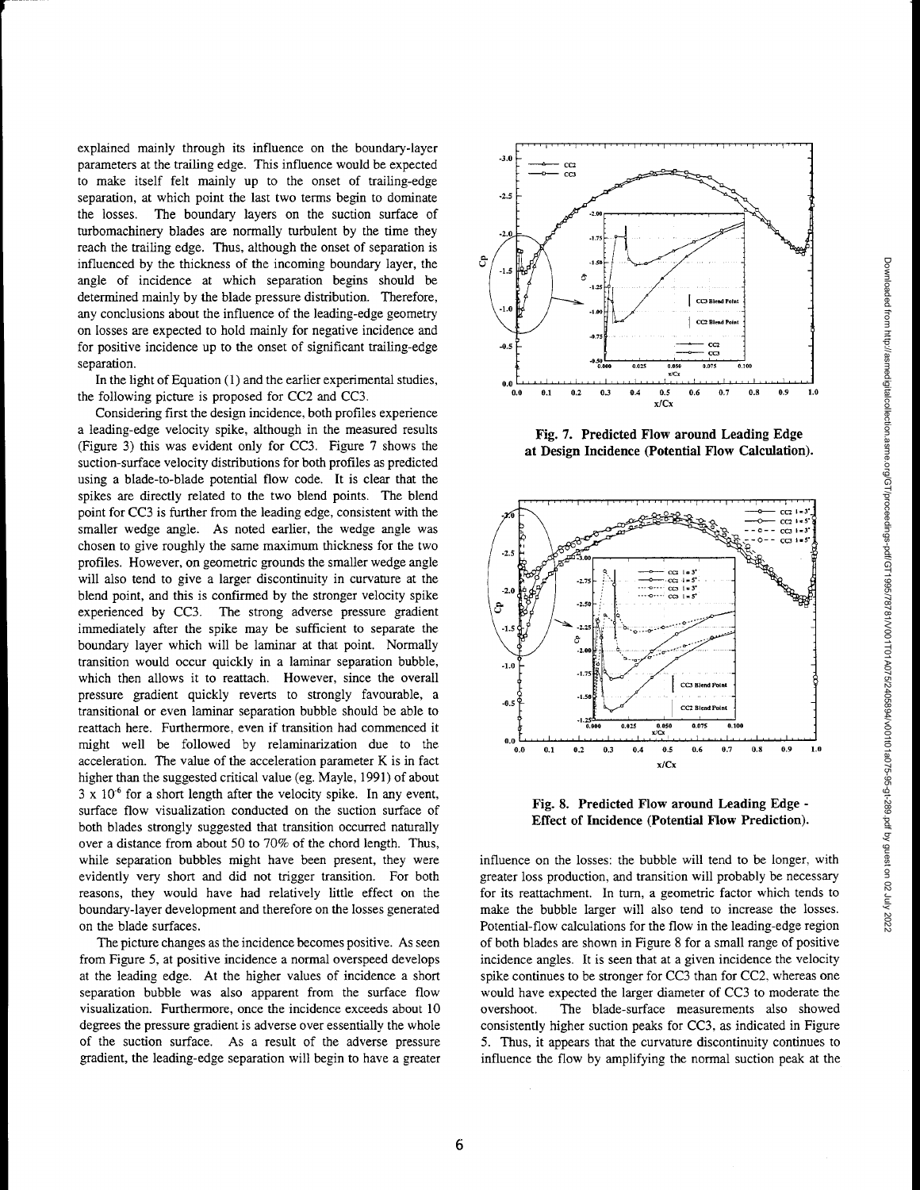explained mainly through its influence on the boundary-layer parameters at the trailing edge. This influence would be expected to make itself felt mainly up to the onset of trailing-edge separation, at which point the last two terms begin to dominate the losses. The boundary layers on the suction surface of turbomachinery blades are normally turbulent by the time they reach the trailing edge. Thus, although the onset of separation is influenced by the thickness of the incoming boundary layer, the angle of incidence at which separation begins should be determined mainly by the blade pressure distribution. Therefore, any conclusions about the influence of the leading-edge geometry on losses are expected to hold mainly for negative incidence and for positive incidence up to the onset of significant trailing-edge separation.

In the light of Equation (1) and the earlier experimental studies, the following picture is proposed for CC2 and CC3.

Considering first the design incidence, both profiles experience a leading-edge velocity spike, although in the measured results (Figure 3) this was evident only for CC3. Figure 7 shows the suction-surface velocity distributions for both profiles as predicted using a blade-to-blade potential flow code. It is clear that the spikes are directly related to the two blend points. The blend point for CC3 is further from the leading edge, consistent with the smaller wedge angle. As noted earlier, the wedge angle was chosen to give roughly the same maximum thickness for the two profiles. However, on geometric grounds the smaller wedge angle will also tend to give a larger discontinuity in curvature at the blend point, and this is confirmed by the stronger velocity spike experienced by CC3. The strong adverse pressure gradient immediately after the spike may be sufficient to separate the boundary layer which will be laminar at that point. Normally transition would occur quickly in a laminar separation bubble, which then allows it to reattach. However, since the overall pressure gradient quickly reverts to strongly favourable, a transitional or even laminar separation bubble should be able to reattach here. Furthermore, even if transition had commenced it might well be followed by relaminarization due to the acceleration. The value of the acceleration parameter K is in fact higher than the suggested critical value (eg. Mayle, 1991) of about $3 \times 10^{-6}$ for a short length after the velocity spike. In any event, surface flow visualization conducted on the suction surface of both blades strongly suggested that transition occurred naturally over a distance from about 50 to 70% of the chord length. Thus, while separation bubbles might have been present, they were evidently very short and did not trigger transition. For both reasons, they would have had relatively little effect on the boundary-layer development and therefore on the losses generated on the blade surfaces.

The picture changes as the incidence becomes positive. As seen from Figure 5, at positive incidence a normal overspeed develops at the leading edge. At the higher values of incidence a short separation bubble was also apparent from the surface flow visualization. Furthermore, once the incidence exceeds about 10 degrees the pressure gradient is adverse over essentially the whole of the suction surface. As a result of the adverse pressure gradient, the leading-edge separation will begin to have a greater influence on the losses: the bubble will tend to be longer, with greater loss production, and transition will probably be necessary for its reattachment. In turn, a geometric factor which tends to make the bubble larger will also tend to increase the losses. Potential-flow calculations for the flow in the leading-edge region of both blades are shown in Figure 8 for a small range of positive incidence angles. It is seen that at a given incidence the velocity spike continues to be stronger for CC3 than for CC2, whereas one would have expected the larger diameter of CC3 to moderate the overshoot. The blade-surface measurements also showed consistently higher suction peaks for CC3, as indicated in Figure 5. Thus, it appears that the curvature discontinuity continues to influence the flow by amplifying the normal suction peak at the

**Fig. 7. Predicted Flow around Leading Edge at Design Incidence (Potential Flow Calculation).**

**Fig. 8. Predicted Flow around Leading Edge - Effect of Incidence (Potential Flow Prediction).**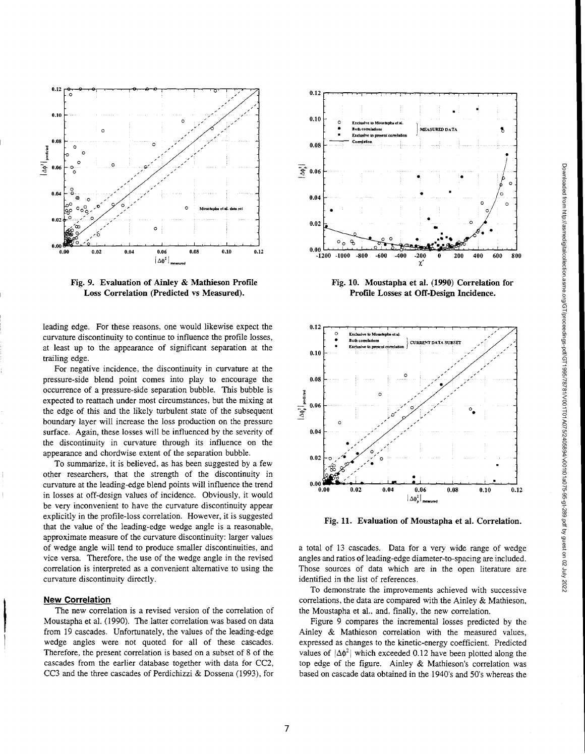Fig. 9. Evaluation of Ainley & Mathieson Profile Loss Correlation (Predicted vs Measured).

Fig. 10. Moustapha et al. (1990) Correlation for Profile Losses at Off-Design Incidence.

Fig. 11. Evaluation of Moustapha et al. Correlation.

leading edge. For these reasons, one would likewise expect the curvature discontinuity to continue to influence the profile losses, at least up to the appearance of significant separation at the trailing edge.

For negative incidence, the discontinuity in curvature at the pressure-side blend point comes into play to encourage the occurrence of a pressure-side separation bubble. This bubble is expected to reattach under most circumstances, but the mixing at the edge of this and the likely turbulent state of the subsequent boundary layer will increase the loss production on the pressure surface. Again, these losses will be influenced by the severity of the discontinuity in curvature through its influence on the appearance and chordwise extent of the separation bubble.

To summarize, it is believed, as has been suggested by a few other researchers, that the strength of the discontinuity in curvature at the leading-edge blend points will influence the trend in losses at off-design values of incidence. Obviously, it would be very inconvenient to have the curvature discontinuity appear explicitly in the profile-loss correlation. However, it is suggested that the value of the leading-edge wedge angle is a reasonable, approximate measure of the curvature discontinuity: larger values of wedge angle will tend to produce smaller discontinuities, and vice versa. Therefore, the use of the wedge angle in the revised correlation is interpreted as a convenient alternative to using the curvature discontinuity directly.

## New Correlation

The new correlation is a revised version of the correlation of Moustapha et al. (1990). The latter correlation was based on data from 19 cascades. Unfortunately, the values of the leading-edge wedge angles were not quoted for all of these cascades. Therefore, the present correlation is based on a subset of 8 of the cascades from the earlier database together with data for CC2, CC3 and the three cascades of Perdichizzi & Dossena (1993), for a total of 13 cascades. Data for a very wide range of wedge angles and ratios of leading-edge diameter-to-spacing are included. Those sources of data which are in the open literature are identified in the list of references.

To demonstrate the improvements achieved with successive correlations, the data are compared with the Ainley & Mathieson, the Moustapha et al., and, finally, the new correlation.

Figure 9 compares the incremental losses predicted by the Ainley & Mathieson correlation with the measured values, expressed as changes to the kinetic-energy coefficient. Predicted values of $|\Delta\phi^2|$ which exceeded 0.12 have been plotted along the top edge of the figure. Ainley & Mathieson's correlation was based on cascade data obtained in the 1940's and 50's whereas the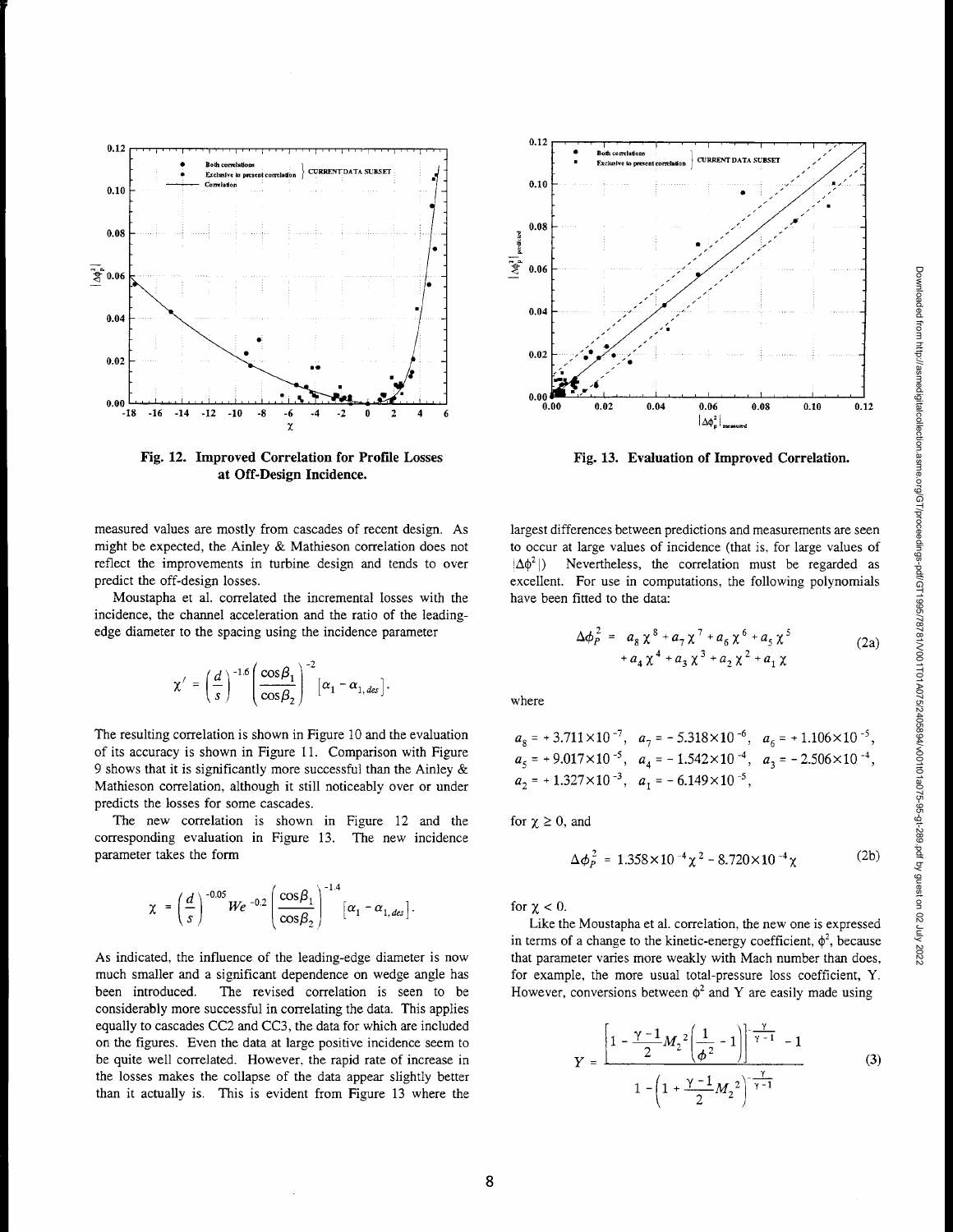Fig. 12. Improved Correlation for Profile Losses at Off-Design Incidence.

Fig. 13. Evaluation of Improved Correlation.

measured values are mostly from cascades of recent design. As might be expected, the Ainley & Mathieson correlation does not reflect the improvements in turbine design and tends to over predict the off-design losses.

Moustapha et al. correlated the incremental losses with the incidence, the channel acceleration and the ratio of the leading-edge diameter to the spacing using the incidence parameter

$$\chi' = \left(\frac{d}{s}\right)^{-1.6} \left(\frac{\cos\beta_1}{\cos\beta_2}\right)^{-2} \left[\alpha_1 - \alpha_{1,des}\right].$$

The resulting correlation is shown in Figure 10 and the evaluation of its accuracy is shown in Figure 11. Comparison with Figure 9 shows that it is significantly more successful than the Ainley & Mathieson correlation, although it still noticeably over or under predicts the losses for some cascades.

The new correlation is shown in Figure 12 and the corresponding evaluation in Figure 13. The new incidence parameter takes the form

$$\chi = \left(\frac{d}{s}\right)^{-0.05} We^{-0.2} \left(\frac{\cos\beta_1}{\cos\beta_2}\right)^{-1.4} \left[\alpha_1 - \alpha_{1,des}\right].$$

As indicated, the influence of the leading-edge diameter is now much smaller and a significant dependence on wedge angle has been introduced. The revised correlation is seen to be considerably more successful in correlating the data. This applies equally to cascades CC2 and CC3, the data for which are included on the figures. Even the data at large positive incidence seem to be quite well correlated. However, the rapid rate of increase in the losses makes the collapse of the data appear slightly better than it actually is. This is evident from Figure 13 where the largest differences between predictions and measurements are seen to occur at large values of incidence (that is, for large values of $|\Delta\phi^2|$) Nevertheless, the correlation must be regarded as excellent. For use in computations, the following polynomials have been fitted to the data:

$$\Delta\phi_P^2 = a_8\chi^8 + a_7\chi^7 + a_6\chi^6 + a_5\chi^5 + a_4\chi^4 + a_3\chi^3 + a_2\chi^2 + a_1\chi \tag{2a}$$

where

$a_8 = +3.711\times10^{-7}$, $a_7 = -5.318\times10^{-6}$, $a_6 = +1.106\times10^{-5}$,
$a_5 = +9.017\times10^{-5}$, $a_4 = -1.542\times10^{-4}$, $a_3 = -2.506\times10^{-4}$,
$a_2 = +1.327\times10^{-3}$, $a_1 = -6.149\times10^{-5}$,

for $\chi \geq 0$, and

$$\Delta\phi_P^2 = 1.358\times10^{-4}\chi^2 - 8.720\times10^{-4}\chi \tag{2b}$$

for $\chi < 0$.

Like the Moustapha et al. correlation, the new one is expressed in terms of a change to the kinetic-energy coefficient, $\phi^2$, because that parameter varies more weakly with Mach number than does, for example, the more usual total-pressure loss coefficient, Y. However, conversions between $\phi^2$ and Y are easily made using

$$Y = \frac{\left[1 - \frac{\gamma-1}{2}M_2^2\left(\frac{1}{\phi^2} - 1\right)\right]^{-\frac{\gamma}{\gamma-1}} - 1}{1 - \left(1 + \frac{\gamma-1}{2}M_2^2\right)^{-\frac{\gamma}{\gamma-1}}} \tag{3}$$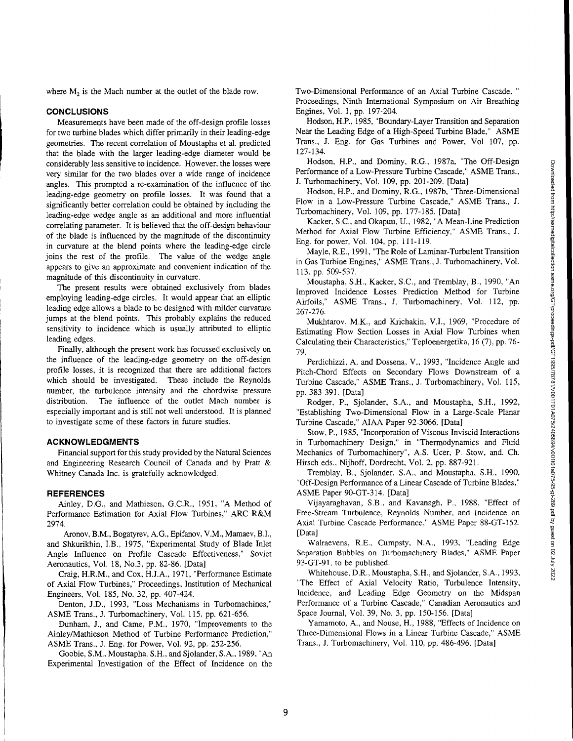where $M_2$ is the Mach number at the outlet of the blade row.

## CONCLUSIONS

Measurements have been made of the off-design profile losses for two turbine blades which differ primarily in their leading-edge geometries. The recent correlation of Moustapha et al. predicted that the blade with the larger leading-edge diameter would be considerably less sensitive to incidence. However, the losses were very similar for the two blades over a wide range of incidence angles. This prompted a re-examination of the influence of the leading-edge geometry on profile losses. It was found that a significantly better correlation could be obtained by including the leading-edge wedge angle as an additional and more influential correlating parameter. It is believed that the off-design behaviour of the blade is influenced by the magnitude of the discontinuity in curvature at the blend points where the leading-edge circle joins the rest of the profile. The value of the wedge angle appears to give an approximate and convenient indication of the magnitude of this discontinuity in curvature.

The present results were obtained exclusively from blades employing leading-edge circles. It would appear that an elliptic leading edge allows a blade to be designed with milder curvature jumps at the blend points. This probably explains the reduced sensitivity to incidence which is usually attributed to elliptic leading edges.

Finally, although the present work has focussed exclusively on the influence of the leading-edge geometry on the off-design profile losses, it is recognized that there are additional factors which should be investigated. These include the Reynolds number, the turbulence intensity and the chordwise pressure distribution. The influence of the outlet Mach number is especially important and is still not well understood. It is planned to investigate some of these factors in future studies.

## ACKNOWLEDGMENTS

Financial support for this study provided by the Natural Sciences and Engineering Research Council of Canada and by Pratt & Whitney Canada Inc. is gratefully acknowledged.

## REFERENCES

Ainley, D.G., and Mathieson, G.C.R., 1951, "A Method of Performance Estimation for Axial Flow Turbines," ARC R&M 2974.

Aronov, B.M., Bogatyrev, A.G., Epifanov, V.M., Mamaev, B.I., and Shkurikhin, I.B., 1975, "Experimental Study of Blade Inlet Angle Influence on Profile Cascade Effectiveness," Soviet Aeronautics, Vol. 18, No.3, pp. 82-86. [Data]

Craig, H.R.M., and Cox, H.J.A., 1971, "Performance Estimate of Axial Flow Turbines," Proceedings, Institution of Mechanical Engineers, Vol. 185, No. 32, pp. 407-424.

Denton, J.D., 1993, "Loss Mechanisms in Turbomachines," ASME Trans., J. Turbomachinery, Vol. 115, pp. 621-656.

Dunham, J., and Came, P.M., 1970, "Improvements to the Ainley/Mathieson Method of Turbine Performance Prediction," ASME Trans., J. Eng. for Power, Vol. 92, pp. 252-256.

Goobie, S.M., Moustapha, S.H., and Sjolander, S.A., 1989, "An Experimental Investigation of the Effect of Incidence on the Two-Dimensional Performance of an Axial Turbine Cascade, " Proceedings, Ninth International Symposium on Air Breathing Engines, Vol. 1, pp. 197-204.

Hodson, H.P., 1985, "Boundary-Layer Transition and Separation Near the Leading Edge of a High-Speed Turbine Blade," ASME Trans., J. Eng. for Gas Turbines and Power, Vol 107, pp. 127-134.

Hodson, H.P., and Dominy, R.G., 1987a, "The Off-Design Performance of a Low-Pressure Turbine Cascade," ASME Trans., J. Turbomachinery, Vol. 109, pp. 201-209. [Data]

Hodson, H.P., and Dominy, R.G., 1987b, "Three-Dimensional Flow in a Low-Pressure Turbine Cascade," ASME Trans., J. Turbomachinery, Vol. 109, pp. 177-185. [Data]

Kacker, S.C., and Okapuu, U., 1982, "A Mean-Line Prediction Method for Axial Flow Turbine Efficiency," ASME Trans., J. Eng. for power, Vol. 104, pp. 111-119.

Mayle, R.E., 1991, "The Role of Laminar-Turbulent Transition in Gas Turbine Engines," ASME Trans., J. Turbomachinery, Vol. 113, pp. 509-537.

Moustapha, S.H., Kacker, S.C., and Tremblay, B., 1990, "An Improved Incidence Losses Prediction Method for Turbine Airfoils," ASME Trans., J. Turbomachinery, Vol. 112, pp. 267-276.

Mukhtarov, M.K., and Krichakin, V.I., 1969, "Procedure of Estimating Flow Section Losses in Axial Flow Turbines when Calculating their Characteristics," Teploenergetika, 16 (7), pp. 76-79.

Perdichizzi, A. and Dossena, V., 1993, "Incidence Angle and Pitch-Chord Effects on Secondary Flows Downstream of a Turbine Cascade," ASME Trans., J. Turbomachinery, Vol. 115, pp. 383-391. [Data]

Rodger, P., Sjolander, S.A., and Moustapha, S.H., 1992, "Establishing Two-Dimensional Flow in a Large-Scale Planar Turbine Cascade," AIAA Paper 92-3066. [Data]

Stow, P., 1985, "Incorporation of Viscous-Inviscid Interactions in Turbomachinery Design," in "Thermodynamics and Fluid Mechanics of Turbomachinery", A.S. Ucer, P. Stow, and. Ch. Hirsch eds., Nijhoff, Dordrecht, Vol. 2, pp. 887-921.

Tremblay, B., Sjolander, S.A., and Moustapha, S.H., 1990, "Off-Design Performance of a Linear Cascade of Turbine Blades," ASME Paper 90-GT-314. [Data]

Vijayaraghavan, S.B., and Kavanagh, P., 1988, "Effect of Free-Stream Turbulence, Reynolds Number, and Incidence on Axial Turbine Cascade Performance," ASME Paper 88-GT-152. [Data]

Walraevens, R.E., Cumpsty, N.A., 1993, "Leading Edge Separation Bubbles on Turbomachinery Blades," ASME Paper 93-GT-91, to be published.

Whitehouse, D.R., Moustapha, S.H., and Sjolander, S.A., 1993, "The Effect of Axial Velocity Ratio, Turbulence Intensity, Incidence, and Leading Edge Geometry on the Midspan Performance of a Turbine Cascade," Canadian Aeronautics and Space Journal, Vol. 39, No. 3, pp. 150-156. [Data]

Yamamoto, A., and Nouse, H., 1988, "Effects of Incidence on Three-Dimensional Flows in a Linear Turbine Cascade," ASME Trans., J. Turbomachinery, Vol. 110, pp. 486-496. [Data]